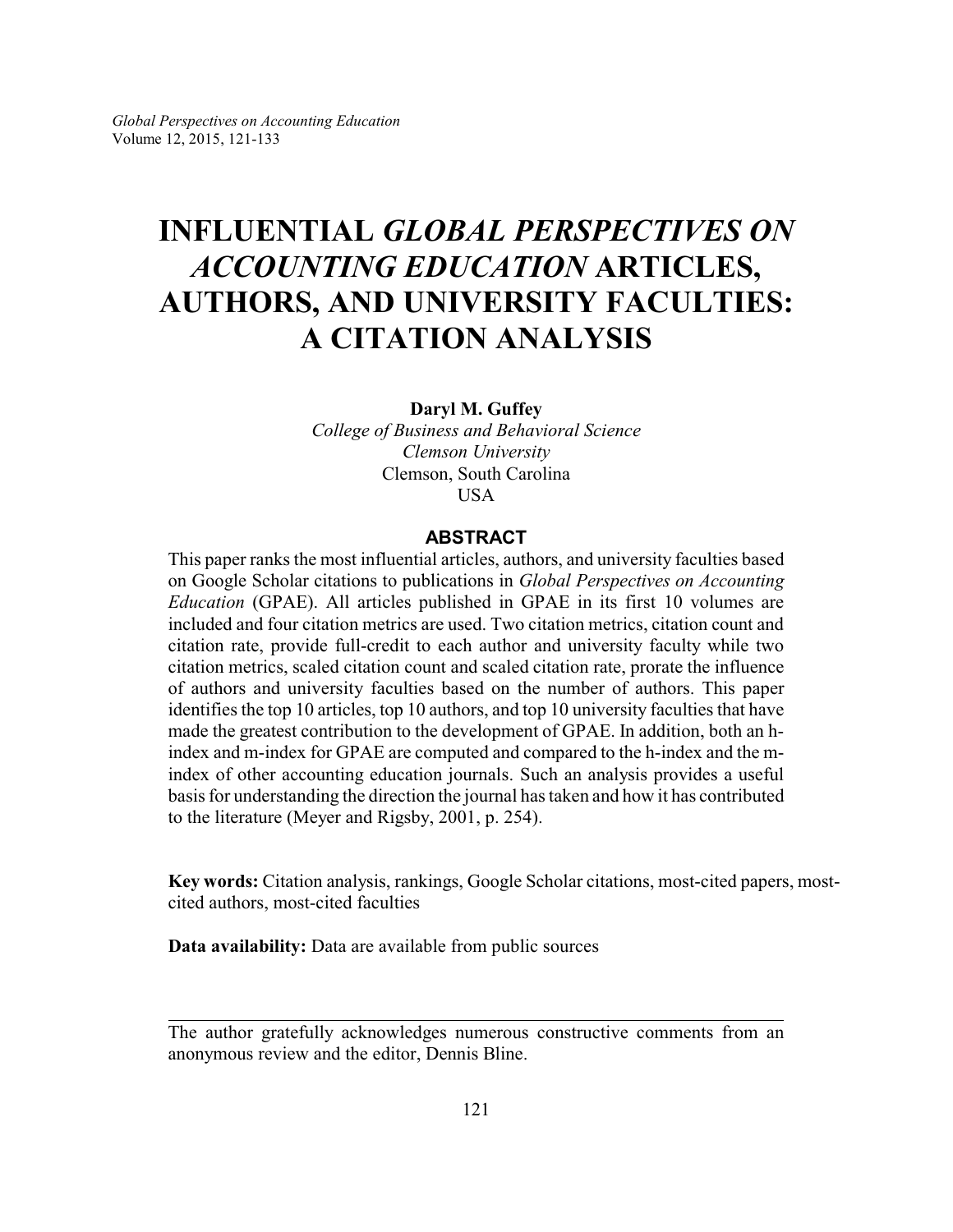# INFLUENTIAL *GLOBAL PERSPECTIVES ON ACCOUNTING EDUCATION* ARTICLES, AUTHORS, AND UNIVERSITY FACULTIES: A CITATION ANALYSIS

**Daryl M. Guffey**
*College of Business and Behavioral Science*
*Clemson University*
Clemson, South Carolina
USA

## ABSTRACT

This paper ranks the most influential articles, authors, and university faculties based on Google Scholar citations to publications in *Global Perspectives on Accounting Education* (GPAE). All articles published in GPAE in its first 10 volumes are included and four citation metrics are used. Two citation metrics, citation count and citation rate, provide full-credit to each author and university faculty while two citation metrics, scaled citation count and scaled citation rate, prorate the influence of authors and university faculties based on the number of authors. This paper identifies the top 10 articles, top 10 authors, and top 10 university faculties that have made the greatest contribution to the development of GPAE. In addition, both an h-index and m-index for GPAE are computed and compared to the h-index and the m-index of other accounting education journals. Such an analysis provides a useful basis for understanding the direction the journal has taken and how it has contributed to the literature (Meyer and Rigsby, 2001, p. 254).

**Key words:** Citation analysis, rankings, Google Scholar citations, most-cited papers, most-cited authors, most-cited faculties

**Data availability:** Data are available from public sources

---

The author gratefully acknowledges numerous constructive comments from an anonymous review and the editor, Dennis Bline.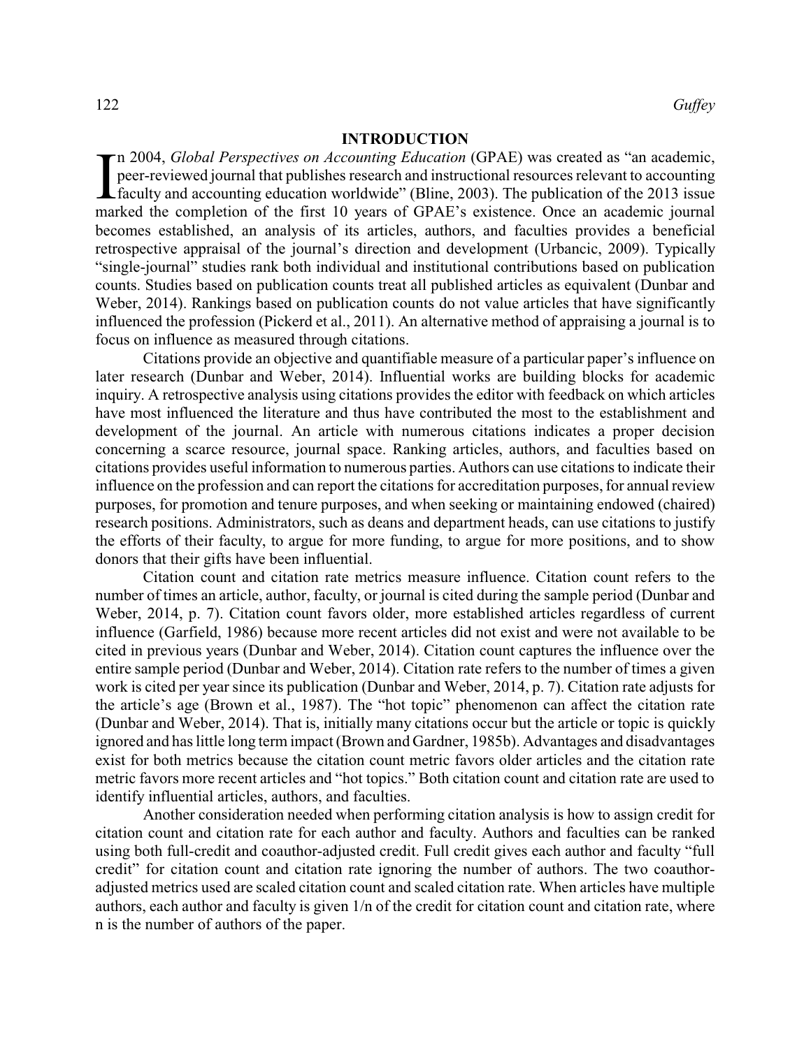## INTRODUCTION

In 2004, *Global Perspectives on Accounting Education* (GPAE) was created as "an academic, peer-reviewed journal that publishes research and instructional resources relevant to accounting faculty and accounting education worldwide" (Bline, 2003). The publication of the 2013 issue marked the completion of the first 10 years of GPAE's existence. Once an academic journal becomes established, an analysis of its articles, authors, and faculties provides a beneficial retrospective appraisal of the journal's direction and development (Urbancic, 2009). Typically "single-journal" studies rank both individual and institutional contributions based on publication counts. Studies based on publication counts treat all published articles as equivalent (Dunbar and Weber, 2014). Rankings based on publication counts do not value articles that have significantly influenced the profession (Pickerd et al., 2011). An alternative method of appraising a journal is to focus on influence as measured through citations.

Citations provide an objective and quantifiable measure of a particular paper's influence on later research (Dunbar and Weber, 2014). Influential works are building blocks for academic inquiry. A retrospective analysis using citations provides the editor with feedback on which articles have most influenced the literature and thus have contributed the most to the establishment and development of the journal. An article with numerous citations indicates a proper decision concerning a scarce resource, journal space. Ranking articles, authors, and faculties based on citations provides useful information to numerous parties. Authors can use citations to indicate their influence on the profession and can report the citations for accreditation purposes, for annual review purposes, for promotion and tenure purposes, and when seeking or maintaining endowed (chaired) research positions. Administrators, such as deans and department heads, can use citations to justify the efforts of their faculty, to argue for more funding, to argue for more positions, and to show donors that their gifts have been influential.

Citation count and citation rate metrics measure influence. Citation count refers to the number of times an article, author, faculty, or journal is cited during the sample period (Dunbar and Weber, 2014, p. 7). Citation count favors older, more established articles regardless of current influence (Garfield, 1986) because more recent articles did not exist and were not available to be cited in previous years (Dunbar and Weber, 2014). Citation count captures the influence over the entire sample period (Dunbar and Weber, 2014). Citation rate refers to the number of times a given work is cited per year since its publication (Dunbar and Weber, 2014, p. 7). Citation rate adjusts for the article's age (Brown et al., 1987). The "hot topic" phenomenon can affect the citation rate (Dunbar and Weber, 2014). That is, initially many citations occur but the article or topic is quickly ignored and has little long term impact (Brown and Gardner, 1985b). Advantages and disadvantages exist for both metrics because the citation count metric favors older articles and the citation rate metric favors more recent articles and "hot topics." Both citation count and citation rate are used to identify influential articles, authors, and faculties.

Another consideration needed when performing citation analysis is how to assign credit for citation count and citation rate for each author and faculty. Authors and faculties can be ranked using both full-credit and coauthor-adjusted credit. Full credit gives each author and faculty "full credit" for citation count and citation rate ignoring the number of authors. The two coauthor-adjusted metrics used are scaled citation count and scaled citation rate. When articles have multiple authors, each author and faculty is given $1/n$ of the credit for citation count and citation rate, where $n$ is the number of authors of the paper.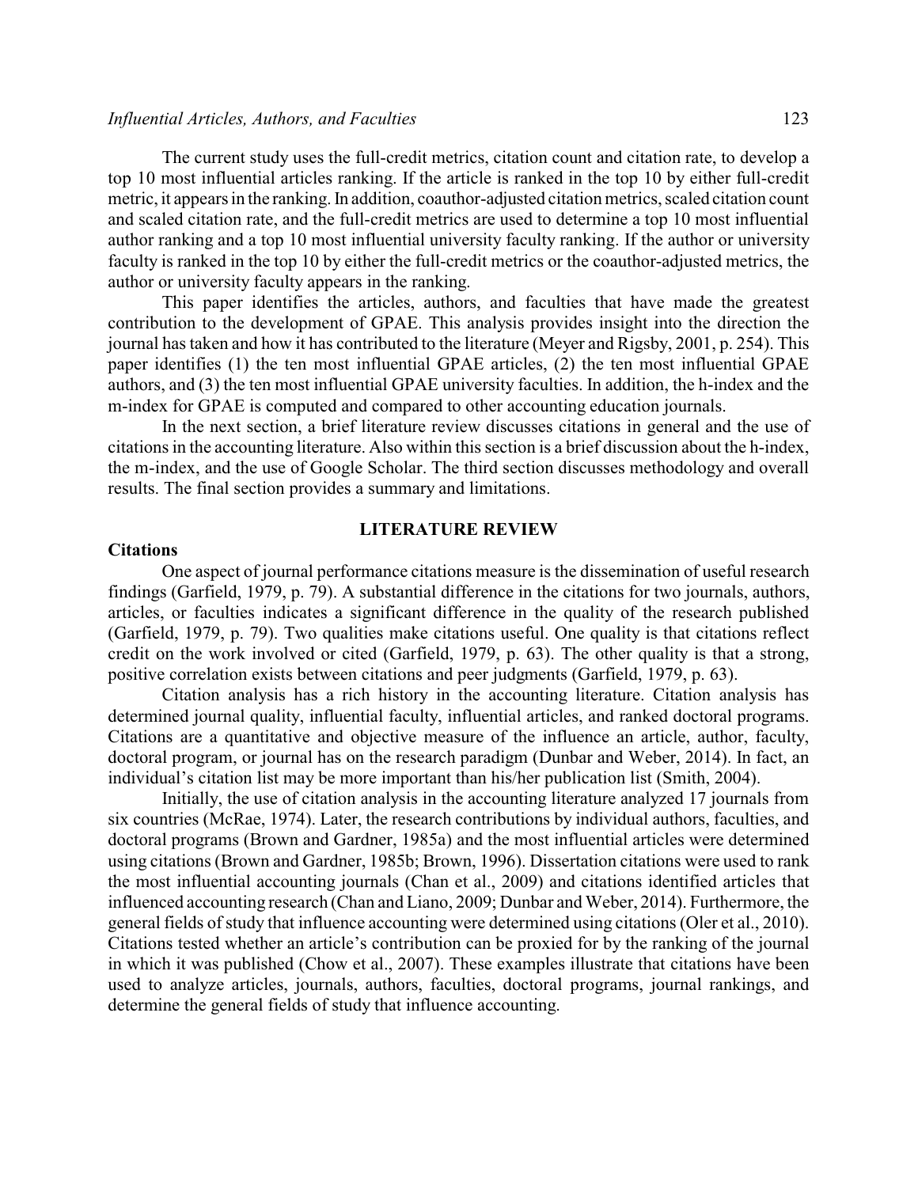The current study uses the full-credit metrics, citation count and citation rate, to develop a top 10 most influential articles ranking. If the article is ranked in the top 10 by either full-credit metric, it appears in the ranking. In addition, coauthor-adjusted citation metrics, scaled citation count and scaled citation rate, and the full-credit metrics are used to determine a top 10 most influential author ranking and a top 10 most influential university faculty ranking. If the author or university faculty is ranked in the top 10 by either the full-credit metrics or the coauthor-adjusted metrics, the author or university faculty appears in the ranking.

This paper identifies the articles, authors, and faculties that have made the greatest contribution to the development of GPAE. This analysis provides insight into the direction the journal has taken and how it has contributed to the literature (Meyer and Rigsby, 2001, p. 254). This paper identifies (1) the ten most influential GPAE articles, (2) the ten most influential GPAE authors, and (3) the ten most influential GPAE university faculties. In addition, the h-index and the m-index for GPAE is computed and compared to other accounting education journals.

In the next section, a brief literature review discusses citations in general and the use of citations in the accounting literature. Also within this section is a brief discussion about the h-index, the m-index, and the use of Google Scholar. The third section discusses methodology and overall results. The final section provides a summary and limitations.

## LITERATURE REVIEW

### Citations

One aspect of journal performance citations measure is the dissemination of useful research findings (Garfield, 1979, p. 79). A substantial difference in the citations for two journals, authors, articles, or faculties indicates a significant difference in the quality of the research published (Garfield, 1979, p. 79). Two qualities make citations useful. One quality is that citations reflect credit on the work involved or cited (Garfield, 1979, p. 63). The other quality is that a strong, positive correlation exists between citations and peer judgments (Garfield, 1979, p. 63).

Citation analysis has a rich history in the accounting literature. Citation analysis has determined journal quality, influential faculty, influential articles, and ranked doctoral programs. Citations are a quantitative and objective measure of the influence an article, author, faculty, doctoral program, or journal has on the research paradigm (Dunbar and Weber, 2014). In fact, an individual's citation list may be more important than his/her publication list (Smith, 2004).

Initially, the use of citation analysis in the accounting literature analyzed 17 journals from six countries (McRae, 1974). Later, the research contributions by individual authors, faculties, and doctoral programs (Brown and Gardner, 1985a) and the most influential articles were determined using citations (Brown and Gardner, 1985b; Brown, 1996). Dissertation citations were used to rank the most influential accounting journals (Chan et al., 2009) and citations identified articles that influenced accounting research (Chan and Liano, 2009; Dunbar and Weber, 2014). Furthermore, the general fields of study that influence accounting were determined using citations (Oler et al., 2010). Citations tested whether an article's contribution can be proxied for by the ranking of the journal in which it was published (Chow et al., 2007). These examples illustrate that citations have been used to analyze articles, journals, authors, faculties, doctoral programs, journal rankings, and determine the general fields of study that influence accounting.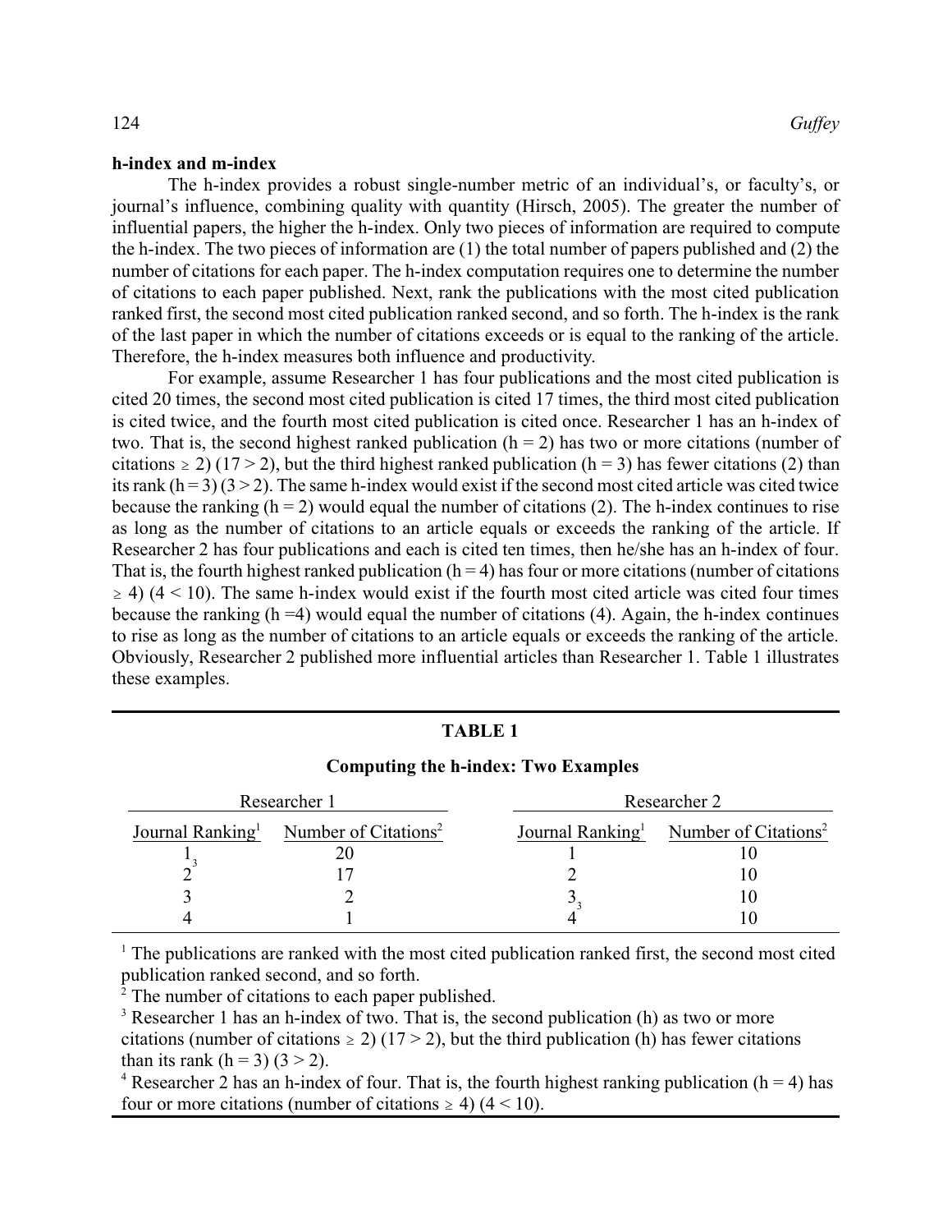**h-index and m-index**

The h-index provides a robust single-number metric of an individual's, or faculty's, or journal's influence, combining quality with quantity (Hirsch, 2005). The greater the number of influential papers, the higher the h-index. Only two pieces of information are required to compute the h-index. The two pieces of information are (1) the total number of papers published and (2) the number of citations for each paper. The h-index computation requires one to determine the number of citations to each paper published. Next, rank the publications with the most cited publication ranked first, the second most cited publication ranked second, and so forth. The h-index is the rank of the last paper in which the number of citations exceeds or is equal to the ranking of the article. Therefore, the h-index measures both influence and productivity.

For example, assume Researcher 1 has four publications and the most cited publication is cited 20 times, the second most cited publication is cited 17 times, the third most cited publication is cited twice, and the fourth most cited publication is cited once. Researcher 1 has an h-index of two. That is, the second highest ranked publication ($h = 2$) has two or more citations (number of citations $\geq 2$) ($17 > 2$), but the third highest ranked publication ($h = 3$) has fewer citations (2) than its rank ($h = 3$) ($3 > 2$). The same h-index would exist if the second most cited article was cited twice because the ranking ($h = 2$) would equal the number of citations (2). The h-index continues to rise as long as the number of citations to an article equals or exceeds the ranking of the article. If Researcher 2 has four publications and each is cited ten times, then he/she has an h-index of four. That is, the fourth highest ranked publication ($h = 4$) has four or more citations (number of citations $\geq 4$) ($4 < 10$). The same h-index would exist if the fourth most cited article was cited four times because the ranking ($h = 4$) would equal the number of citations (4). Again, the h-index continues to rise as long as the number of citations to an article equals or exceeds the ranking of the article. Obviously, Researcher 2 published more influential articles than Researcher 1. Table 1 illustrates these examples.

**TABLE 1**

**Computing the h-index: Two Examples**

| Researcher 1 | | Researcher 2 | |
|---|---|---|---|
| Journal Ranking[1] | Number of Citations[2] | Journal Ranking[1] | Number of Citations[2] |
| 1 | 20 | 1 | 10 |
| 2[3] | 17 | 2 | 10 |
| 3 | 2 | 3 | 10 |
| 4 | 1 | 4[3] | 10 |

[1] The publications are ranked with the most cited publication ranked first, the second most cited publication ranked second, and so forth.

[2] The number of citations to each paper published.

[3] Researcher 1 has an h-index of two. That is, the second publication (h) as two or more citations (number of citations $\geq 2$) ($17 > 2$), but the third publication (h) has fewer citations than its rank ($h = 3$) ($3 > 2$).

[4] Researcher 2 has an h-index of four. That is, the fourth highest ranking publication ($h = 4$) has four or more citations (number of citations $\geq 4$) ($4 < 10$).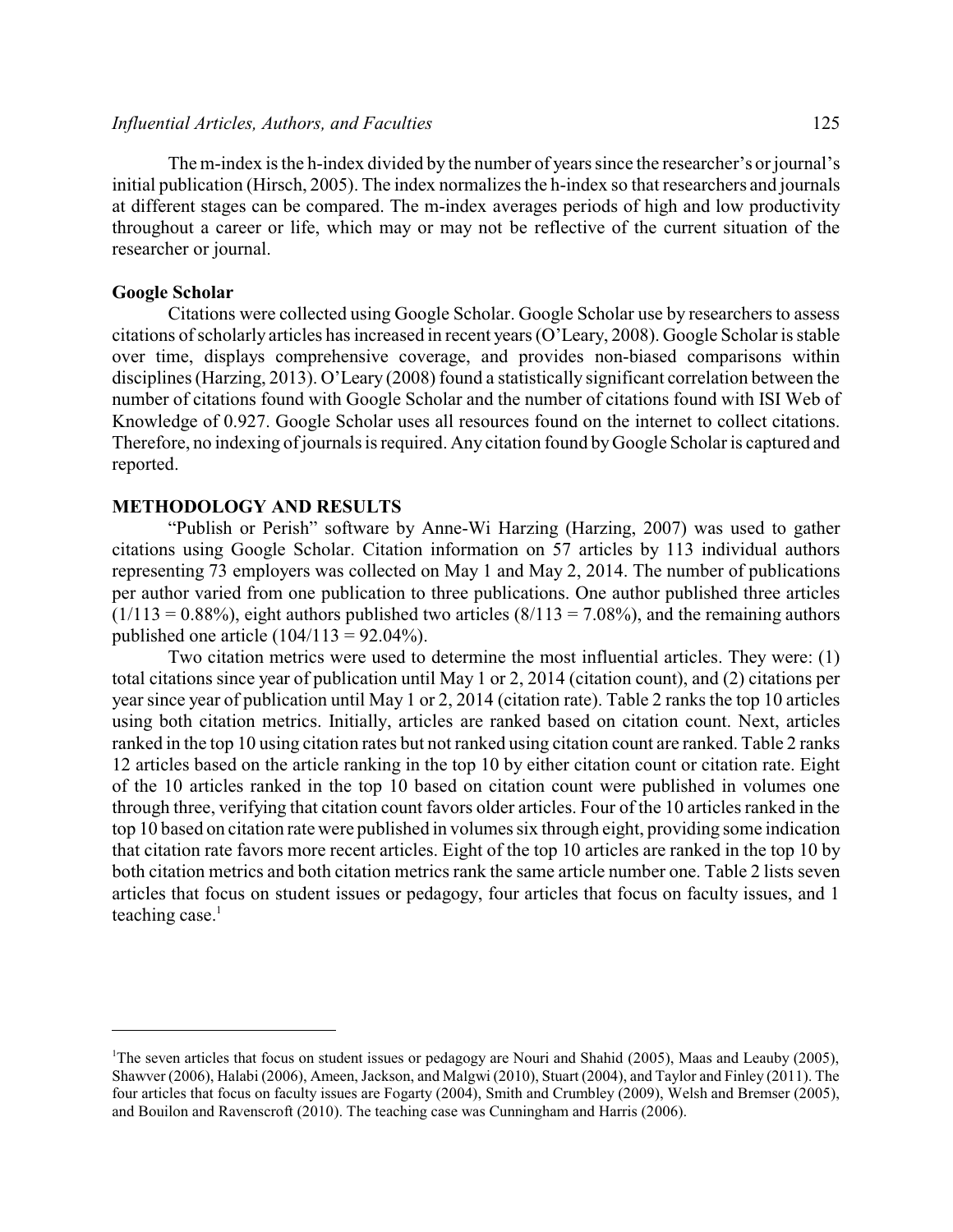The m-index is the h-index divided by the number of years since the researcher's or journal's initial publication (Hirsch, 2005). The index normalizes the h-index so that researchers and journals at different stages can be compared. The m-index averages periods of high and low productivity throughout a career or life, which may or may not be reflective of the current situation of the researcher or journal.

### Google Scholar

Citations were collected using Google Scholar. Google Scholar use by researchers to assess citations of scholarly articles has increased in recent years (O'Leary, 2008). Google Scholar is stable over time, displays comprehensive coverage, and provides non-biased comparisons within disciplines (Harzing, 2013). O'Leary (2008) found a statistically significant correlation between the number of citations found with Google Scholar and the number of citations found with ISI Web of Knowledge of 0.927. Google Scholar uses all resources found on the internet to collect citations. Therefore, no indexing of journals is required. Any citation found by Google Scholar is captured and reported.

## METHODOLOGY AND RESULTS

"Publish or Perish" software by Anne-Wi Harzing (Harzing, 2007) was used to gather citations using Google Scholar. Citation information on 57 articles by 113 individual authors representing 73 employers was collected on May 1 and May 2, 2014. The number of publications per author varied from one publication to three publications. One author published three articles (1/113 = 0.88%), eight authors published two articles (8/113 = 7.08%), and the remaining authors published one article (104/113 = 92.04%).

Two citation metrics were used to determine the most influential articles. They were: (1) total citations since year of publication until May 1 or 2, 2014 (citation count), and (2) citations per year since year of publication until May 1 or 2, 2014 (citation rate). Table 2 ranks the top 10 articles using both citation metrics. Initially, articles are ranked based on citation count. Next, articles ranked in the top 10 using citation rates but not ranked using citation count are ranked. Table 2 ranks 12 articles based on the article ranking in the top 10 by either citation count or citation rate. Eight of the 10 articles ranked in the top 10 based on citation count were published in volumes one through three, verifying that citation count favors older articles. Four of the 10 articles ranked in the top 10 based on citation rate were published in volumes six through eight, providing some indication that citation rate favors more recent articles. Eight of the top 10 articles are ranked in the top 10 by both citation metrics and both citation metrics rank the same article number one. Table 2 lists seven articles that focus on student issues or pedagogy, four articles that focus on faculty issues, and 1 teaching case.[1]

---

[1]The seven articles that focus on student issues or pedagogy are Nouri and Shahid (2005), Maas and Leauby (2005), Shawver (2006), Halabi (2006), Ameen, Jackson, and Malgwi (2010), Stuart (2004), and Taylor and Finley (2011). The four articles that focus on faculty issues are Fogarty (2004), Smith and Crumbley (2009), Welsh and Bremser (2005), and Bouilon and Ravenscroft (2010). The teaching case was Cunningham and Harris (2006).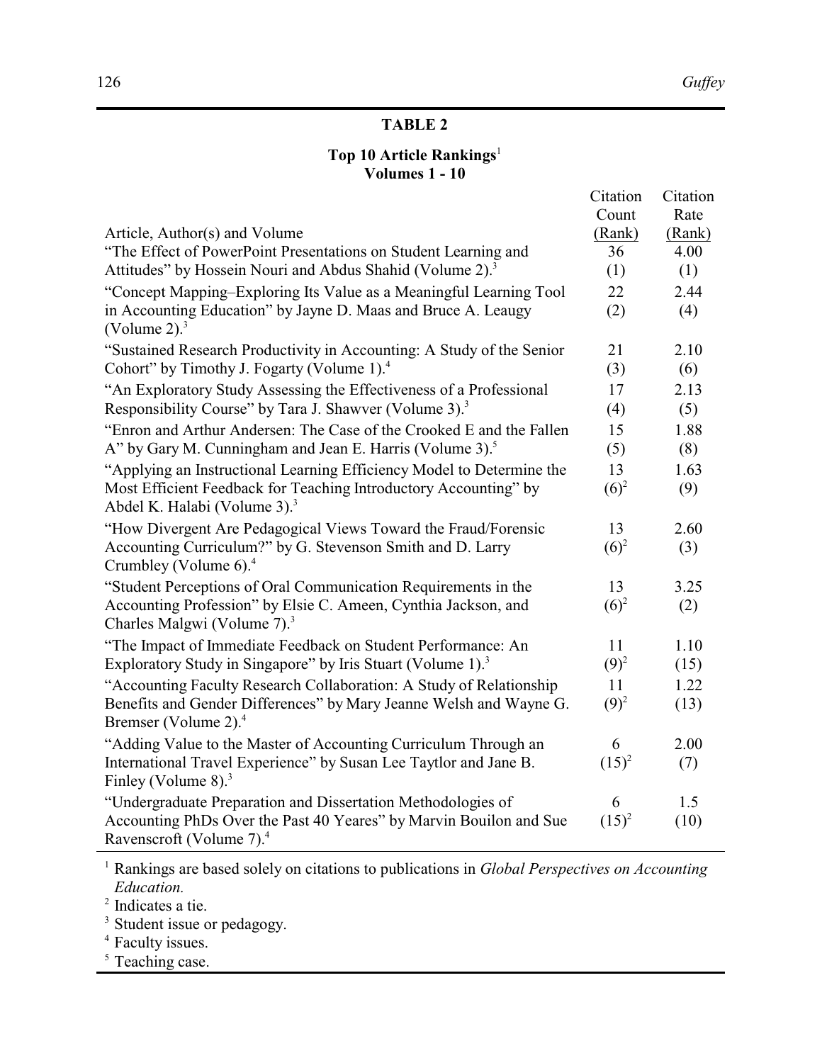**TABLE 2**

**Top 10 Article Rankings[1]**
**Volumes 1 - 10**

| Article, Author(s) and Volume | Citation Count (Rank) | Citation Rate (Rank) |
|---|---|---|
| "The Effect of PowerPoint Presentations on Student Learning and Attitudes" by Hossein Nouri and Abdus Shahid (Volume 2).[3] | 36 (1) | 4.00 (1) |
| "Concept Mapping–Exploring Its Value as a Meaningful Learning Tool in Accounting Education" by Jayne D. Maas and Bruce A. Leaugy (Volume 2).[3] | 22 (2) | 2.44 (4) |
| "Sustained Research Productivity in Accounting: A Study of the Senior Cohort" by Timothy J. Fogarty (Volume 1).[4] | 21 (3) | 2.10 (6) |
| "An Exploratory Study Assessing the Effectiveness of a Professional Responsibility Course" by Tara J. Shawver (Volume 3).[3] | 17 (4) | 2.13 (5) |
| "Enron and Arthur Andersen: The Case of the Crooked E and the Fallen A" by Gary M. Cunningham and Jean E. Harris (Volume 3).[5] | 15 (5) | 1.88 (8) |
| "Applying an Instructional Learning Efficiency Model to Determine the Most Efficient Feedback for Teaching Introductory Accounting" by Abdel K. Halabi (Volume 3).[3] | 13 (6)[2] | 1.63 (9) |
| "How Divergent Are Pedagogical Views Toward the Fraud/Forensic Accounting Curriculum?" by G. Stevenson Smith and D. Larry Crumbley (Volume 6).[4] | 13 (6)[2] | 2.60 (3) |
| "Student Perceptions of Oral Communication Requirements in the Accounting Profession" by Elsie C. Ameen, Cynthia Jackson, and Charles Malgwi (Volume 7).[3] | 13 (6)[2] | 3.25 (2) |
| "The Impact of Immediate Feedback on Student Performance: An Exploratory Study in Singapore" by Iris Stuart (Volume 1).[3] | 11 (9)[2] | 1.10 (15) |
| "Accounting Faculty Research Collaboration: A Study of Relationship Benefits and Gender Differences" by Mary Jeanne Welsh and Wayne G. Bremser (Volume 2).[4] | 11 (9)[2] | 1.22 (13) |
| "Adding Value to the Master of Accounting Curriculum Through an International Travel Experience" by Susan Lee Taytlor and Jane B. Finley (Volume 8).[3] | 6 (15)[2] | 2.00 (7) |
| "Undergraduate Preparation and Dissertation Methodologies of Accounting PhDs Over the Past 40 Yeares" by Marvin Bouilon and Sue Ravenscroft (Volume 7).[4] | 6 (15)[2] | 1.5 (10) |

[1] Rankings are based solely on citations to publications in *Global Perspectives on Accounting Education.*
[2] Indicates a tie.
[3] Student issue or pedagogy.
[4] Faculty issues.
[5] Teaching case.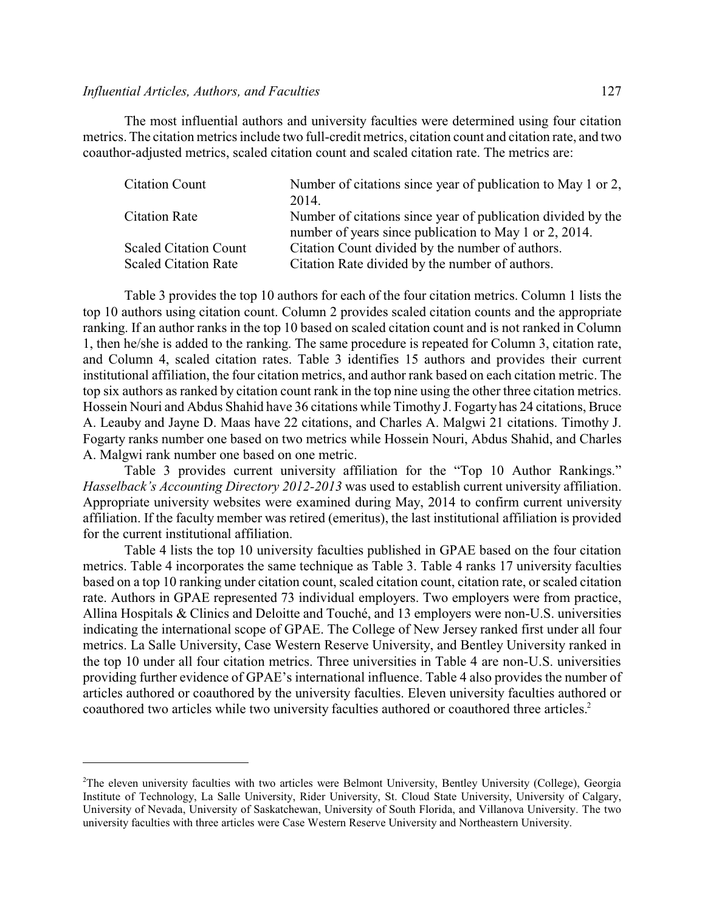The most influential authors and university faculties were determined using four citation metrics. The citation metrics include two full-credit metrics, citation count and citation rate, and two coauthor-adjusted metrics, scaled citation count and scaled citation rate. The metrics are:

| | |
|---|---|
| Citation Count | Number of citations since year of publication to May 1 or 2, 2014. |
| Citation Rate | Number of citations since year of publication divided by the number of years since publication to May 1 or 2, 2014. |
| Scaled Citation Count | Citation Count divided by the number of authors. |
| Scaled Citation Rate | Citation Rate divided by the number of authors. |

Table 3 provides the top 10 authors for each of the four citation metrics. Column 1 lists the top 10 authors using citation count. Column 2 provides scaled citation counts and the appropriate ranking. If an author ranks in the top 10 based on scaled citation count and is not ranked in Column 1, then he/she is added to the ranking. The same procedure is repeated for Column 3, citation rate, and Column 4, scaled citation rates. Table 3 identifies 15 authors and provides their current institutional affiliation, the four citation metrics, and author rank based on each citation metric. The top six authors as ranked by citation count rank in the top nine using the other three citation metrics. Hossein Nouri and Abdus Shahid have 36 citations while Timothy J. Fogarty has 24 citations, Bruce A. Leauby and Jayne D. Maas have 22 citations, and Charles A. Malgwi 21 citations. Timothy J. Fogarty ranks number one based on two metrics while Hossein Nouri, Abdus Shahid, and Charles A. Malgwi rank number one based on one metric.

Table 3 provides current university affiliation for the "Top 10 Author Rankings." *Hasselback's Accounting Directory 2012-2013* was used to establish current university affiliation. Appropriate university websites were examined during May, 2014 to confirm current university affiliation. If the faculty member was retired (emeritus), the last institutional affiliation is provided for the current institutional affiliation.

Table 4 lists the top 10 university faculties published in GPAE based on the four citation metrics. Table 4 incorporates the same technique as Table 3. Table 4 ranks 17 university faculties based on a top 10 ranking under citation count, scaled citation count, citation rate, or scaled citation rate. Authors in GPAE represented 73 individual employers. Two employers were from practice, Allina Hospitals & Clinics and Deloitte and Touché, and 13 employers were non-U.S. universities indicating the international scope of GPAE. The College of New Jersey ranked first under all four metrics. La Salle University, Case Western Reserve University, and Bentley University ranked in the top 10 under all four citation metrics. Three universities in Table 4 are non-U.S. universities providing further evidence of GPAE's international influence. Table 4 also provides the number of articles authored or coauthored by the university faculties. Eleven university faculties authored or coauthored two articles while two university faculties authored or coauthored three articles.[2]

---

[2]The eleven university faculties with two articles were Belmont University, Bentley University (College), Georgia Institute of Technology, La Salle University, Rider University, St. Cloud State University, University of Calgary, University of Nevada, University of Saskatchewan, University of South Florida, and Villanova University. The two university faculties with three articles were Case Western Reserve University and Northeastern University.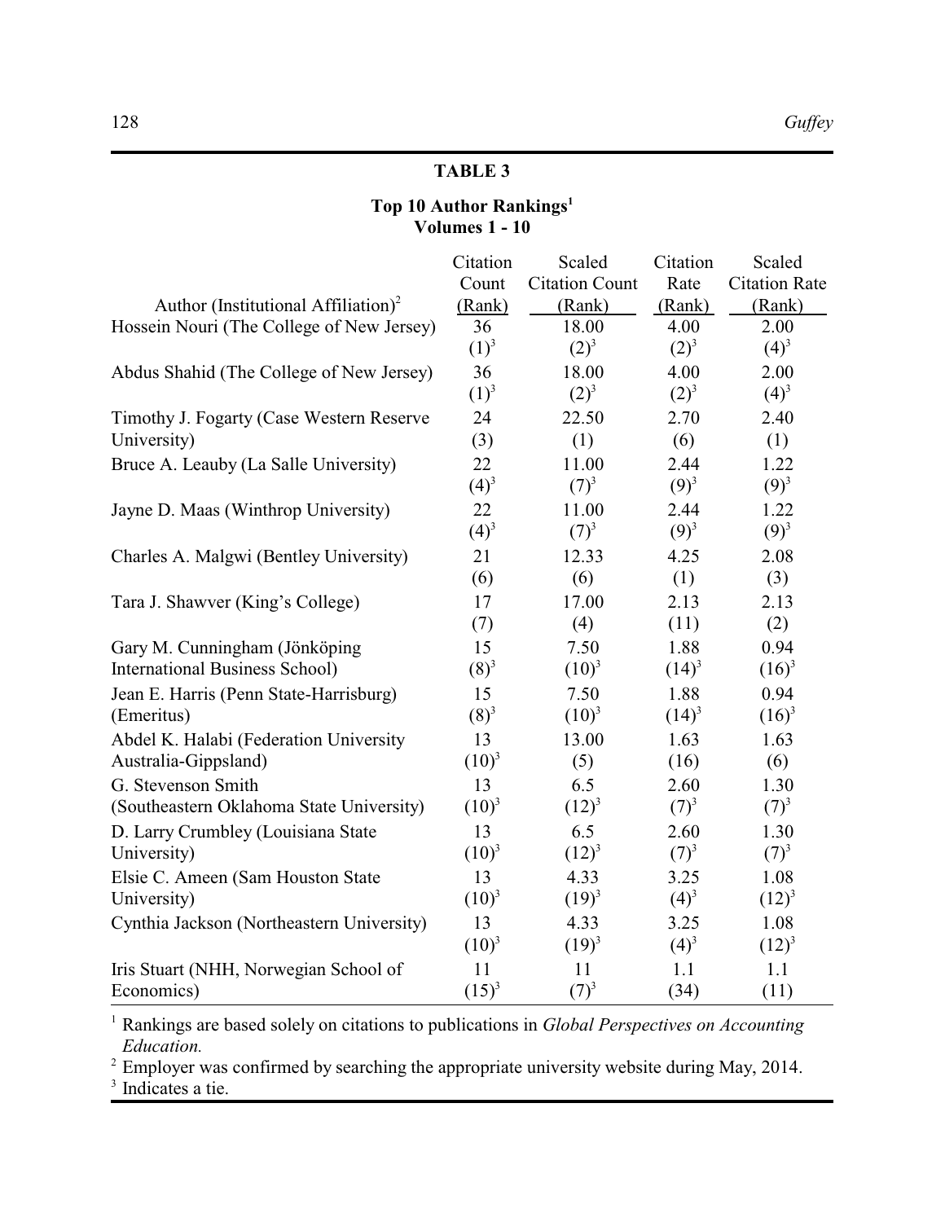**TABLE 3**

**Top 10 Author Rankings[1]**
**Volumes 1 - 10**

| Author (Institutional Affiliation)[2] | Citation Count (Rank) | Scaled Citation Count (Rank) | Citation Rate (Rank) | Scaled Citation Rate (Rank) |
|---|---|---|---|---|
| Hossein Nouri (The College of New Jersey) | 36 (1)[3] | 18.00 (2)[3] | 4.00 (2)[3] | 2.00 (4)[3] |
| Abdus Shahid (The College of New Jersey) | 36 (1)[3] | 18.00 (2)[3] | 4.00 (2)[3] | 2.00 (4)[3] |
| Timothy J. Fogarty (Case Western Reserve University) | 24 (3) | 22.50 (1) | 2.70 (6) | 2.40 (1) |
| Bruce A. Leauby (La Salle University) | 22 (4)[3] | 11.00 (7)[3] | 2.44 (9)[3] | 1.22 (9)[3] |
| Jayne D. Maas (Winthrop University) | 22 (4)[3] | 11.00 (7)[3] | 2.44 (9)[3] | 1.22 (9)[3] |
| Charles A. Malgwi (Bentley University) | 21 (6) | 12.33 (6) | 4.25 (1) | 2.08 (3) |
| Tara J. Shawver (King's College) | 17 (7) | 17.00 (4) | 2.13 (11) | 2.13 (2) |
| Gary M. Cunningham (Jönköping International Business School) | 15 (8)[3] | 7.50 (10)[3] | 1.88 (14)[3] | 0.94 (16)[3] |
| Jean E. Harris (Penn State-Harrisburg) (Emeritus) | 15 (8)[3] | 7.50 (10)[3] | 1.88 (14)[3] | 0.94 (16)[3] |
| Abdel K. Halabi (Federation University Australia-Gippsland) | 13 (10)[3] | 13.00 (5) | 1.63 (16) | 1.63 (6) |
| G. Stevenson Smith (Southeastern Oklahoma State University) | 13 (10)[3] | 6.5 (12)[3] | 2.60 (7)[3] | 1.30 (7)[3] |
| D. Larry Crumbley (Louisiana State University) | 13 (10)[3] | 6.5 (12)[3] | 2.60 (7)[3] | 1.30 (7)[3] |
| Elsie C. Ameen (Sam Houston State University) | 13 (10)[3] | 4.33 (19)[3] | 3.25 (4)[3] | 1.08 (12)[3] |
| Cynthia Jackson (Northeastern University) | 13 (10)[3] | 4.33 (19)[3] | 3.25 (4)[3] | 1.08 (12)[3] |
| Iris Stuart (NHH, Norwegian School of Economics) | 11 (15)[3] | 11 (7)[3] | 1.1 (34) | 1.1 (11) |

[1] Rankings are based solely on citations to publications in *Global Perspectives on Accounting Education.*
[2] Employer was confirmed by searching the appropriate university website during May, 2014.
[3] Indicates a tie.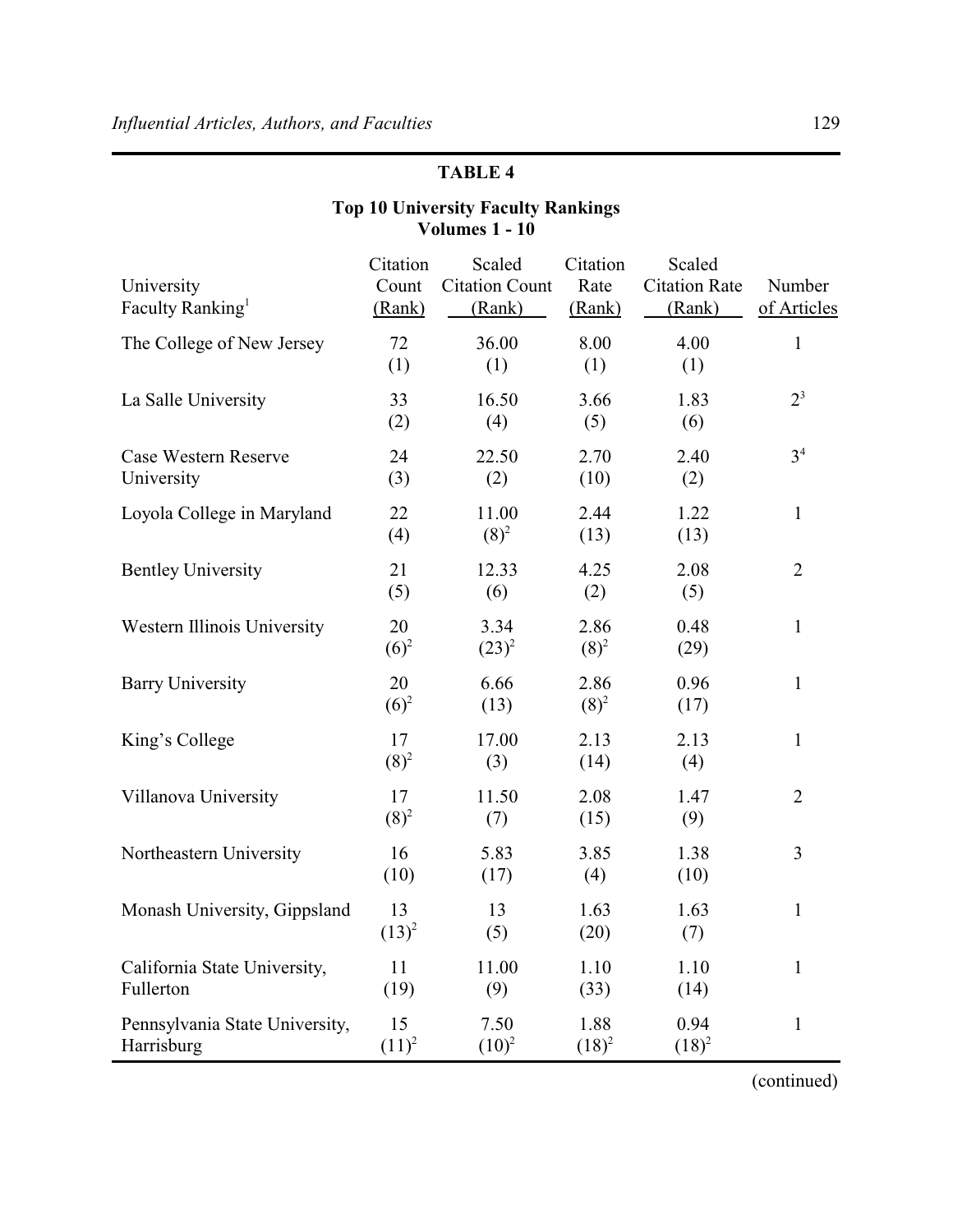**TABLE 4**

**Top 10 University Faculty Rankings**
**Volumes 1 - 10**

| University Faculty Ranking[1] | Citation Count (Rank) | Scaled Citation Count (Rank) | Citation Rate (Rank) | Scaled Citation Rate (Rank) | Number of Articles |
|---|---|---|---|---|---|
| The College of New Jersey | 72 (1) | 36.00 (1) | 8.00 (1) | 4.00 (1) | 1 |
| La Salle University | 33 (2) | 16.50 (4) | 3.66 (5) | 1.83 (6) | 2[3] |
| Case Western Reserve University | 24 (3) | 22.50 (2) | 2.70 (10) | 2.40 (2) | 3[4] |
| Loyola College in Maryland | 22 (4) | 11.00 (8)[2] | 2.44 (13) | 1.22 (13) | 1 |
| Bentley University | 21 (5) | 12.33 (6) | 4.25 (2) | 2.08 (5) | 2 |
| Western Illinois University | 20 (6)[2] | 3.34 (23)[2] | 2.86 (8)[2] | 0.48 (29) | 1 |
| Barry University | 20 (6)[2] | 6.66 (13) | 2.86 (8)[2] | 0.96 (17) | 1 |
| King's College | 17 (8)[2] | 17.00 (3) | 2.13 (14) | 2.13 (4) | 1 |
| Villanova University | 17 (8)[2] | 11.50 (7) | 2.08 (15) | 1.47 (9) | 2 |
| Northeastern University | 16 (10) | 5.83 (17) | 3.85 (4) | 1.38 (10) | 3 |
| Monash University, Gippsland | 13 (13)[2] | 13 (5) | 1.63 (20) | 1.63 (7) | 1 |
| California State University, Fullerton | 11 (19) | 11.00 (9) | 1.10 (33) | 1.10 (14) | 1 |
| Pennsylvania State University, Harrisburg | 15 (11)[2] | 7.50 (10)[2] | 1.88 (18)[2] | 0.94 (18)[2] | 1 |

(continued)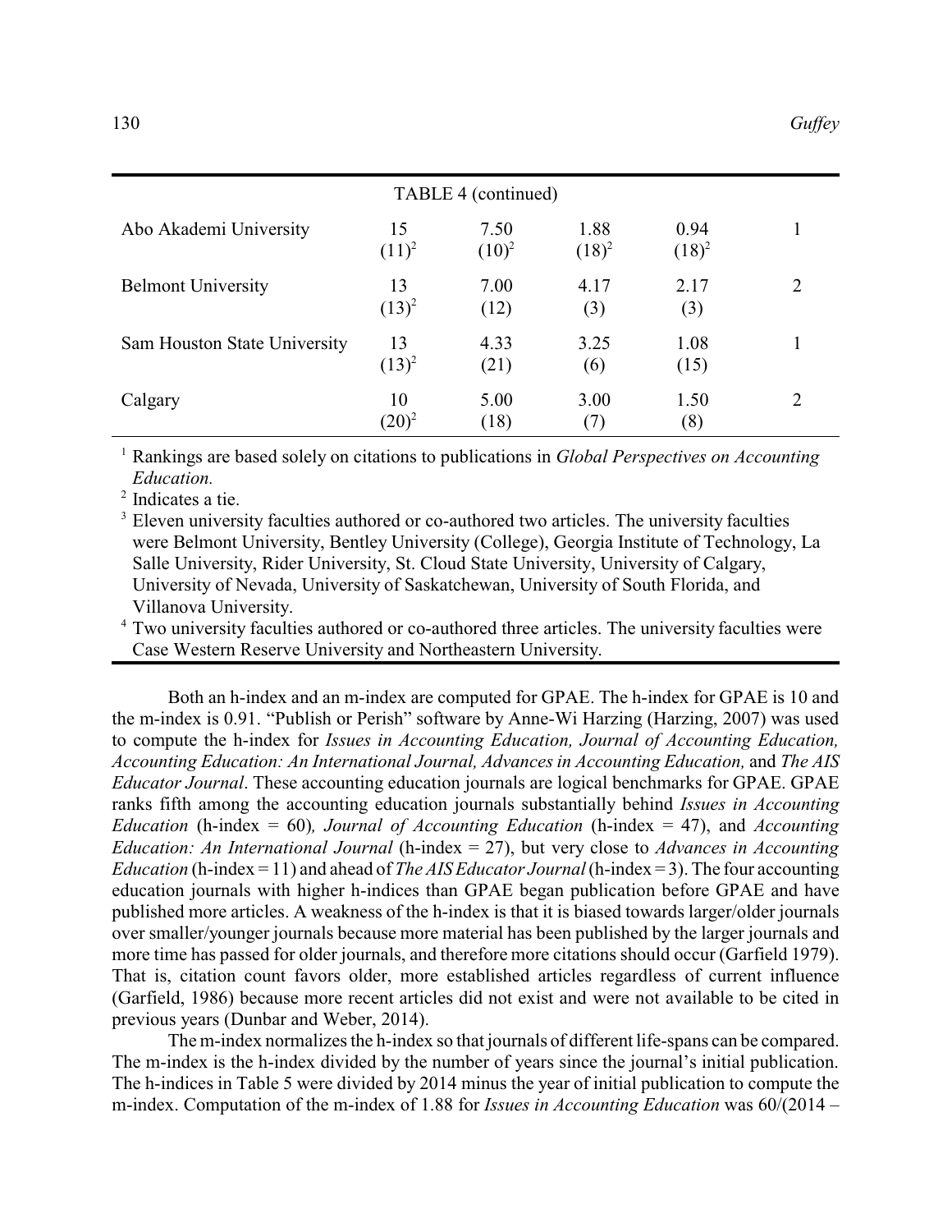TABLE 4 (continued)

| | | | | | |
|---|---|---|---|---|---|
| Abo Akademi University | 15 (11)[2] | 7.50 (10)[2] | 1.88 (18)[2] | 0.94 (18)[2] | 1 |
| Belmont University | 13 (13)[2] | 7.00 (12) | 4.17 (3) | 2.17 (3) | 2 |
| Sam Houston State University | 13 (13)[2] | 4.33 (21) | 3.25 (6) | 1.08 (15) | 1 |
| Calgary | 10 (20)[2] | 5.00 (18) | 3.00 (7) | 1.50 (8) | 2 |

[1] Rankings are based solely on citations to publications in *Global Perspectives on Accounting Education.*

[2] Indicates a tie.

[3] Eleven university faculties authored or co-authored two articles. The university faculties were Belmont University, Bentley University (College), Georgia Institute of Technology, La Salle University, Rider University, St. Cloud State University, University of Calgary, University of Nevada, University of Saskatchewan, University of South Florida, and Villanova University.

[4] Two university faculties authored or co-authored three articles. The university faculties were Case Western Reserve University and Northeastern University.

Both an h-index and an m-index are computed for GPAE. The h-index for GPAE is 10 and the m-index is 0.91. "Publish or Perish" software by Anne-Wi Harzing (Harzing, 2007) was used to compute the h-index for *Issues in Accounting Education, Journal of Accounting Education, Accounting Education: An International Journal, Advances in Accounting Education,* and *The AIS Educator Journal*. These accounting education journals are logical benchmarks for GPAE. GPAE ranks fifth among the accounting education journals substantially behind *Issues in Accounting Education* (h-index = 60)*, Journal of Accounting Education* (h-index = 47), and *Accounting Education: An International Journal* (h-index = 27), but very close to *Advances in Accounting Education* (h-index = 11) and ahead of *The AIS Educator Journal* (h-index = 3). The four accounting education journals with higher h-indices than GPAE began publication before GPAE and have published more articles. A weakness of the h-index is that it is biased towards larger/older journals over smaller/younger journals because more material has been published by the larger journals and more time has passed for older journals, and therefore more citations should occur (Garfield 1979). That is, citation count favors older, more established articles regardless of current influence (Garfield, 1986) because more recent articles did not exist and were not available to be cited in previous years (Dunbar and Weber, 2014).

The m-index normalizes the h-index so that journals of different life-spans can be compared. The m-index is the h-index divided by the number of years since the journal's initial publication. The h-indices in Table 5 were divided by 2014 minus the year of initial publication to compute the m-index. Computation of the m-index of 1.88 for *Issues in Accounting Education* was 60/(2014 –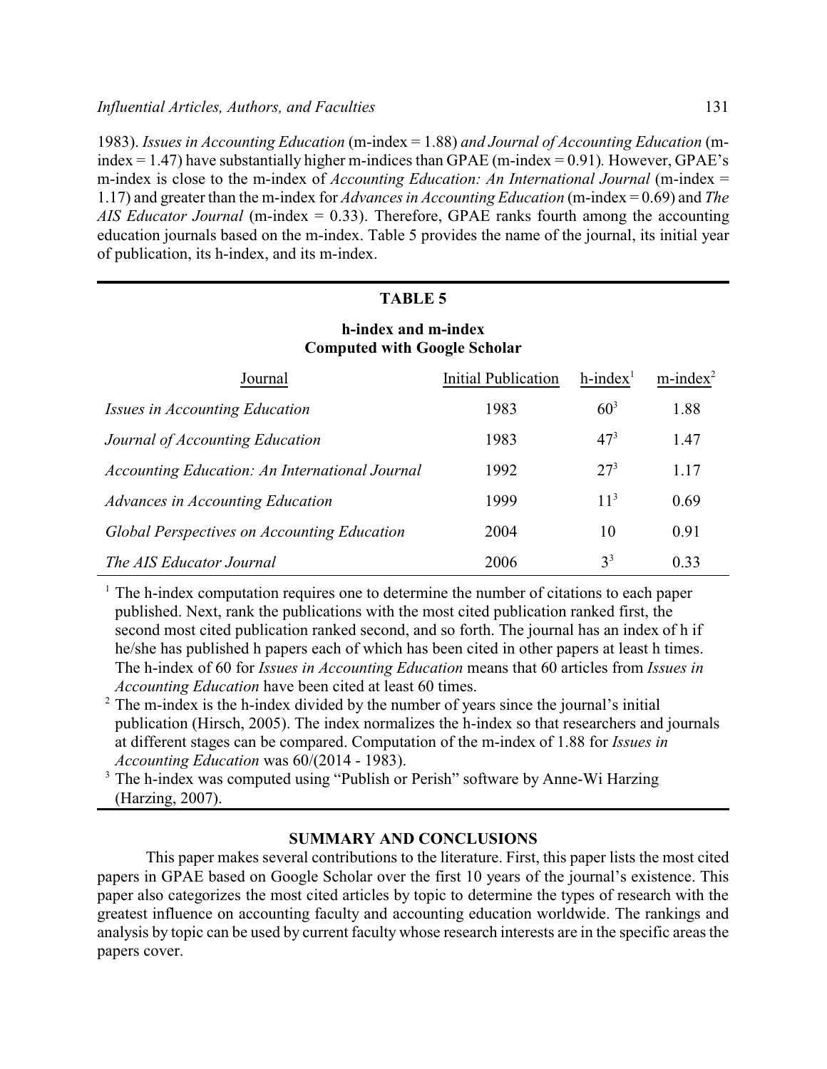1983). *Issues in Accounting Education* (m-index = 1.88) *and Journal of Accounting Education* (m-index = 1.47) have substantially higher m-indices than GPAE (m-index = 0.91). However, GPAE's m-index is close to the m-index of *Accounting Education: An International Journal* (m-index = 1.17) and greater than the m-index for *Advances in Accounting Education* (m-index = 0.69) and *The AIS Educator Journal* (m-index = 0.33). Therefore, GPAE ranks fourth among the accounting education journals based on the m-index. Table 5 provides the name of the journal, its initial year of publication, its h-index, and its m-index.

**TABLE 5**

**h-index and m-index**
**Computed with Google Scholar**

| Journal | Initial Publication | h-index[1] | m-index[2] |
|---|---|---|---|
| *Issues in Accounting Education* | 1983 | 60[3] | 1.88 |
| *Journal of Accounting Education* | 1983 | 47[3] | 1.47 |
| *Accounting Education: An International Journal* | 1992 | 27[3] | 1.17 |
| *Advances in Accounting Education* | 1999 | 11[3] | 0.69 |
| *Global Perspectives on Accounting Education* | 2004 | 10 | 0.91 |
| *The AIS Educator Journal* | 2006 | 3[3] | 0.33 |

[1] The h-index computation requires one to determine the number of citations to each paper published. Next, rank the publications with the most cited publication ranked first, the second most cited publication ranked second, and so forth. The journal has an index of h if he/she has published h papers each of which has been cited in other papers at least h times. The h-index of 60 for *Issues in Accounting Education* means that 60 articles from *Issues in Accounting Education* have been cited at least 60 times.

[2] The m-index is the h-index divided by the number of years since the journal's initial publication (Hirsch, 2005). The index normalizes the h-index so that researchers and journals at different stages can be compared. Computation of the m-index of 1.88 for *Issues in Accounting Education* was 60/(2014 - 1983).

[3] The h-index was computed using "Publish or Perish" software by Anne-Wi Harzing (Harzing, 2007).

## SUMMARY AND CONCLUSIONS

This paper makes several contributions to the literature. First, this paper lists the most cited papers in GPAE based on Google Scholar over the first 10 years of the journal's existence. This paper also categorizes the most cited articles by topic to determine the types of research with the greatest influence on accounting faculty and accounting education worldwide. The rankings and analysis by topic can be used by current faculty whose research interests are in the specific areas the papers cover.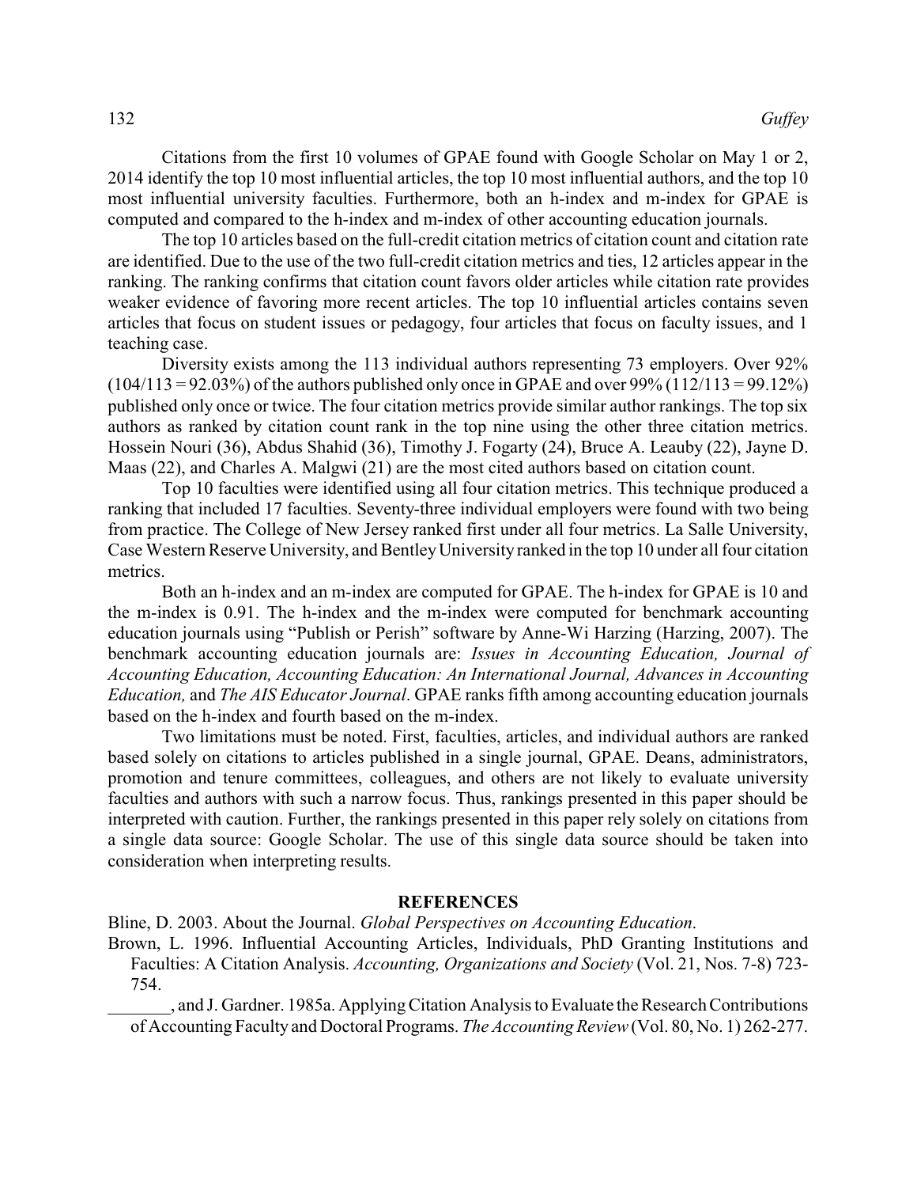Citations from the first 10 volumes of GPAE found with Google Scholar on May 1 or 2, 2014 identify the top 10 most influential articles, the top 10 most influential authors, and the top 10 most influential university faculties. Furthermore, both an h-index and m-index for GPAE is computed and compared to the h-index and m-index of other accounting education journals.

The top 10 articles based on the full-credit citation metrics of citation count and citation rate are identified. Due to the use of the two full-credit citation metrics and ties, 12 articles appear in the ranking. The ranking confirms that citation count favors older articles while citation rate provides weaker evidence of favoring more recent articles. The top 10 influential articles contains seven articles that focus on student issues or pedagogy, four articles that focus on faculty issues, and 1 teaching case.

Diversity exists among the 113 individual authors representing 73 employers. Over 92% (104/113 = 92.03%) of the authors published only once in GPAE and over 99% (112/113 = 99.12%) published only once or twice. The four citation metrics provide similar author rankings. The top six authors as ranked by citation count rank in the top nine using the other three citation metrics. Hossein Nouri (36), Abdus Shahid (36), Timothy J. Fogarty (24), Bruce A. Leauby (22), Jayne D. Maas (22), and Charles A. Malgwi (21) are the most cited authors based on citation count.

Top 10 faculties were identified using all four citation metrics. This technique produced a ranking that included 17 faculties. Seventy-three individual employers were found with two being from practice. The College of New Jersey ranked first under all four metrics. La Salle University, Case Western Reserve University, and Bentley University ranked in the top 10 under all four citation metrics.

Both an h-index and an m-index are computed for GPAE. The h-index for GPAE is 10 and the m-index is 0.91. The h-index and the m-index were computed for benchmark accounting education journals using "Publish or Perish" software by Anne-Wi Harzing (Harzing, 2007). The benchmark accounting education journals are: *Issues in Accounting Education, Journal of Accounting Education, Accounting Education: An International Journal, Advances in Accounting Education,* and *The AIS Educator Journal*. GPAE ranks fifth among accounting education journals based on the h-index and fourth based on the m-index.

Two limitations must be noted. First, faculties, articles, and individual authors are ranked based solely on citations to articles published in a single journal, GPAE. Deans, administrators, promotion and tenure committees, colleagues, and others are not likely to evaluate university faculties and authors with such a narrow focus. Thus, rankings presented in this paper should be interpreted with caution. Further, the rankings presented in this paper rely solely on citations from a single data source: Google Scholar. The use of this single data source should be taken into consideration when interpreting results.

## REFERENCES

Bline, D. 2003. About the Journal. *Global Perspectives on Accounting Education*.

Brown, L. 1996. Influential Accounting Articles, Individuals, PhD Granting Institutions and Faculties: A Citation Analysis. *Accounting, Organizations and Society* (Vol. 21, Nos. 7-8) 723-754.

_______, and J. Gardner. 1985a. Applying Citation Analysis to Evaluate the Research Contributions of Accounting Faculty and Doctoral Programs. *The Accounting Review* (Vol. 80, No. 1) 262-277.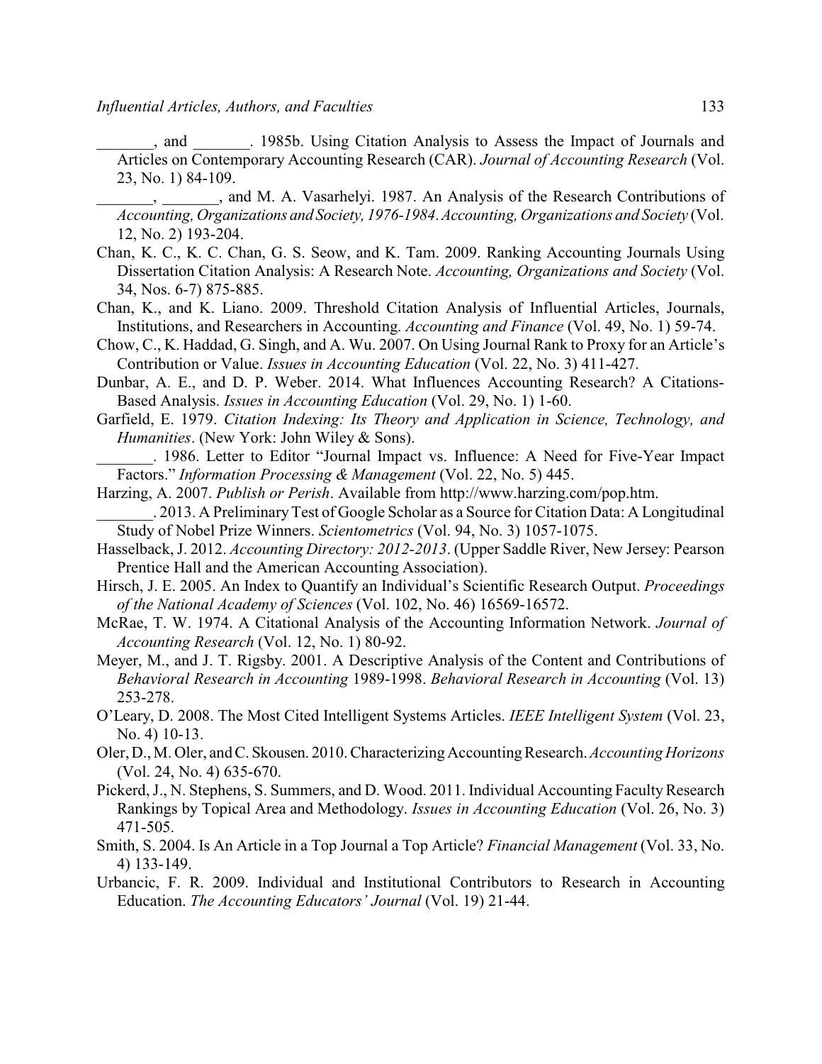_______, and _______. 1985b. Using Citation Analysis to Assess the Impact of Journals and Articles on Contemporary Accounting Research (CAR). *Journal of Accounting Research* (Vol. 23, No. 1) 84-109.

_______, _______, and M. A. Vasarhelyi. 1987. An Analysis of the Research Contributions of *Accounting, Organizations and Society, 1976-1984*. *Accounting, Organizations and Society* (Vol. 12, No. 2) 193-204.

Chan, K. C., K. C. Chan, G. S. Seow, and K. Tam. 2009. Ranking Accounting Journals Using Dissertation Citation Analysis: A Research Note. *Accounting, Organizations and Society* (Vol. 34, Nos. 6-7) 875-885.

Chan, K., and K. Liano. 2009. Threshold Citation Analysis of Influential Articles, Journals, Institutions, and Researchers in Accounting. *Accounting and Finance* (Vol. 49, No. 1) 59-74.

Chow, C., K. Haddad, G. Singh, and A. Wu. 2007. On Using Journal Rank to Proxy for an Article's Contribution or Value. *Issues in Accounting Education* (Vol. 22, No. 3) 411-427.

Dunbar, A. E., and D. P. Weber. 2014. What Influences Accounting Research? A Citations-Based Analysis. *Issues in Accounting Education* (Vol. 29, No. 1) 1-60.

Garfield, E. 1979. *Citation Indexing: Its Theory and Application in Science, Technology, and Humanities*. (New York: John Wiley & Sons).

_______. 1986. Letter to Editor "Journal Impact vs. Influence: A Need for Five-Year Impact Factors." *Information Processing & Management* (Vol. 22, No. 5) 445.

Harzing, A. 2007. *Publish or Perish*. Available from http://www.harzing.com/pop.htm.

_______. 2013. A Preliminary Test of Google Scholar as a Source for Citation Data: A Longitudinal Study of Nobel Prize Winners. *Scientometrics* (Vol. 94, No. 3) 1057-1075.

Hasselback, J. 2012. *Accounting Directory: 2012-2013*. (Upper Saddle River, New Jersey: Pearson Prentice Hall and the American Accounting Association).

Hirsch, J. E. 2005. An Index to Quantify an Individual's Scientific Research Output. *Proceedings of the National Academy of Sciences* (Vol. 102, No. 46) 16569-16572.

McRae, T. W. 1974. A Citational Analysis of the Accounting Information Network. *Journal of Accounting Research* (Vol. 12, No. 1) 80-92.

Meyer, M., and J. T. Rigsby. 2001. A Descriptive Analysis of the Content and Contributions of *Behavioral Research in Accounting* 1989-1998. *Behavioral Research in Accounting* (Vol. 13) 253-278.

O'Leary, D. 2008. The Most Cited Intelligent Systems Articles. *IEEE Intelligent System* (Vol. 23, No. 4) 10-13.

Oler, D., M. Oler, and C. Skousen. 2010. Characterizing Accounting Research. *Accounting Horizons* (Vol. 24, No. 4) 635-670.

Pickerd, J., N. Stephens, S. Summers, and D. Wood. 2011. Individual Accounting Faculty Research Rankings by Topical Area and Methodology. *Issues in Accounting Education* (Vol. 26, No. 3) 471-505.

Smith, S. 2004. Is An Article in a Top Journal a Top Article? *Financial Management* (Vol. 33, No. 4) 133-149.

Urbancic, F. R. 2009. Individual and Institutional Contributors to Research in Accounting Education. *The Accounting Educators' Journal* (Vol. 19) 21-44.